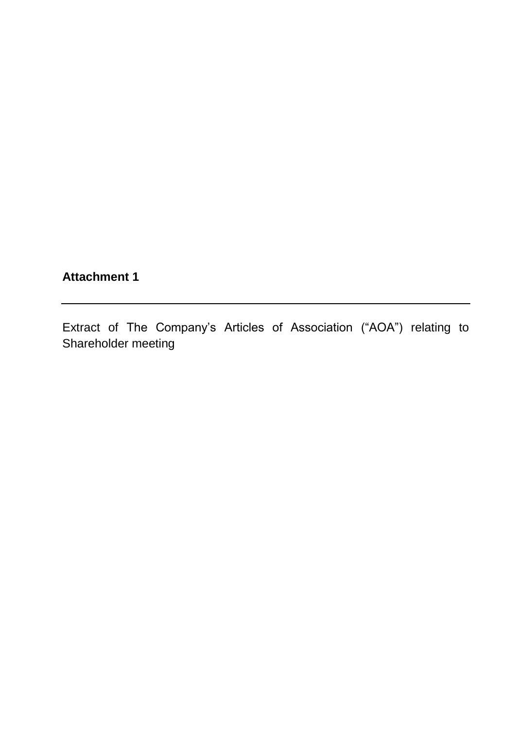**Attachment 1**

---

Extract of The Company's Articles of Association ("AOA") relating to Shareholder meeting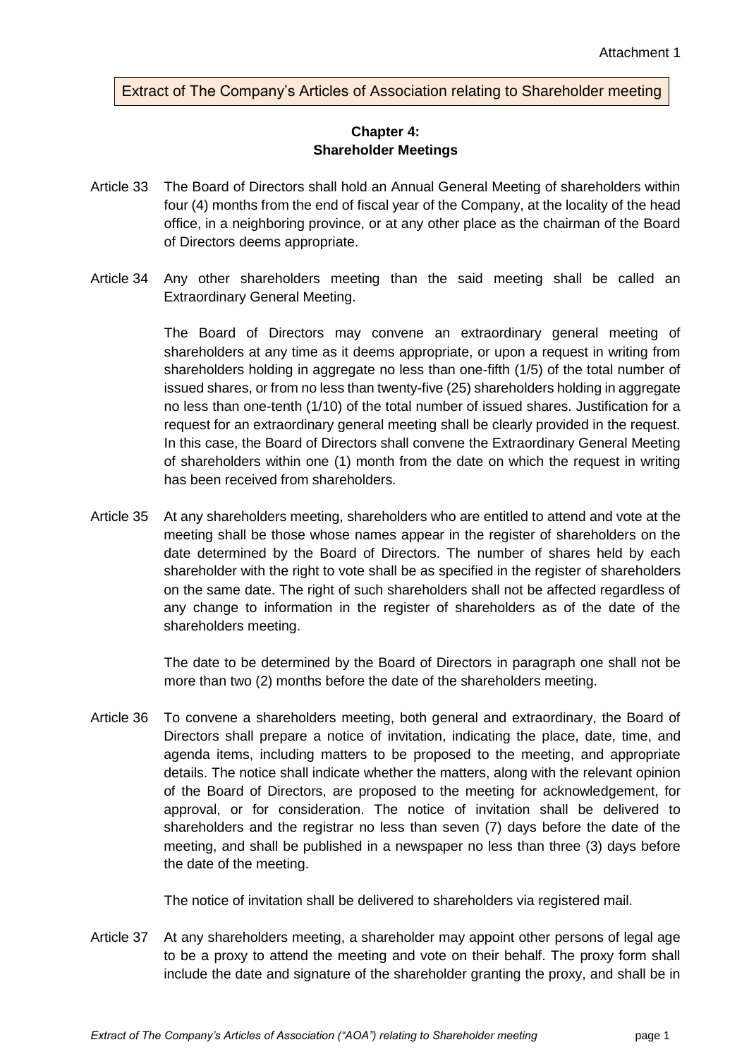Attachment 1

Extract of The Company's Articles of Association relating to Shareholder meeting

## Chapter 4:
## Shareholder Meetings

Article 33 The Board of Directors shall hold an Annual General Meeting of shareholders within four (4) months from the end of fiscal year of the Company, at the locality of the head office, in a neighboring province, or at any other place as the chairman of the Board of Directors deems appropriate.

Article 34 Any other shareholders meeting than the said meeting shall be called an Extraordinary General Meeting.

The Board of Directors may convene an extraordinary general meeting of shareholders at any time as it deems appropriate, or upon a request in writing from shareholders holding in aggregate no less than one-fifth (1/5) of the total number of issued shares, or from no less than twenty-five (25) shareholders holding in aggregate no less than one-tenth (1/10) of the total number of issued shares. Justification for a request for an extraordinary general meeting shall be clearly provided in the request. In this case, the Board of Directors shall convene the Extraordinary General Meeting of shareholders within one (1) month from the date on which the request in writing has been received from shareholders.

Article 35 At any shareholders meeting, shareholders who are entitled to attend and vote at the meeting shall be those whose names appear in the register of shareholders on the date determined by the Board of Directors. The number of shares held by each shareholder with the right to vote shall be as specified in the register of shareholders on the same date. The right of such shareholders shall not be affected regardless of any change to information in the register of shareholders as of the date of the shareholders meeting.

The date to be determined by the Board of Directors in paragraph one shall not be more than two (2) months before the date of the shareholders meeting.

Article 36 To convene a shareholders meeting, both general and extraordinary, the Board of Directors shall prepare a notice of invitation, indicating the place, date, time, and agenda items, including matters to be proposed to the meeting, and appropriate details. The notice shall indicate whether the matters, along with the relevant opinion of the Board of Directors, are proposed to the meeting for acknowledgement, for approval, or for consideration. The notice of invitation shall be delivered to shareholders and the registrar no less than seven (7) days before the date of the meeting, and shall be published in a newspaper no less than three (3) days before the date of the meeting.

The notice of invitation shall be delivered to shareholders via registered mail.

Article 37 At any shareholders meeting, a shareholder may appoint other persons of legal age to be a proxy to attend the meeting and vote on their behalf. The proxy form shall include the date and signature of the shareholder granting the proxy, and shall be in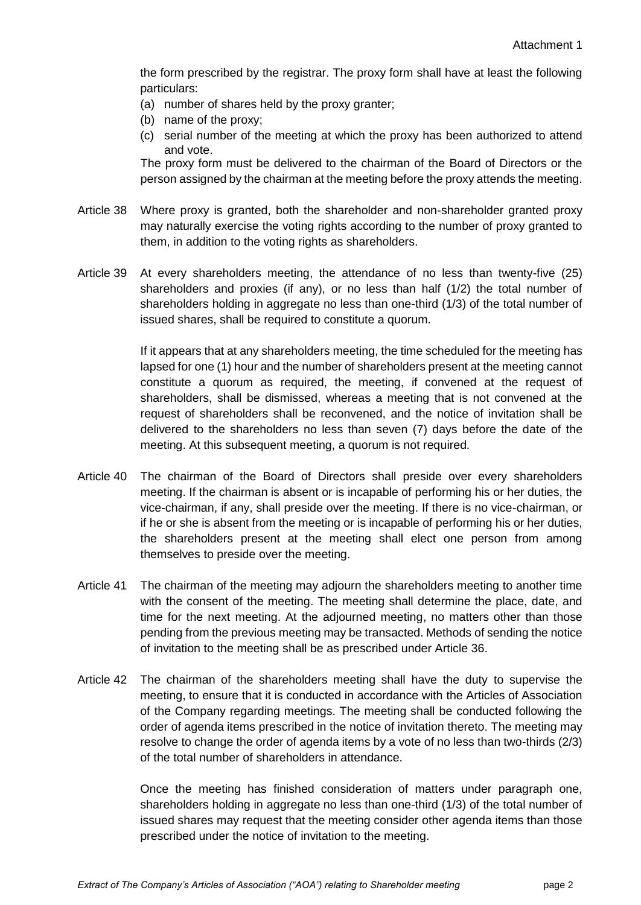the form prescribed by the registrar. The proxy form shall have at least the following particulars:

(a) number of shares held by the proxy granter;
(b) name of the proxy;
(c) serial number of the meeting at which the proxy has been authorized to attend and vote.

The proxy form must be delivered to the chairman of the Board of Directors or the person assigned by the chairman at the meeting before the proxy attends the meeting.

Article 38 Where proxy is granted, both the shareholder and non-shareholder granted proxy may naturally exercise the voting rights according to the number of proxy granted to them, in addition to the voting rights as shareholders.

Article 39 At every shareholders meeting, the attendance of no less than twenty-five (25) shareholders and proxies (if any), or no less than half (1/2) the total number of shareholders holding in aggregate no less than one-third (1/3) of the total number of issued shares, shall be required to constitute a quorum.

If it appears that at any shareholders meeting, the time scheduled for the meeting has lapsed for one (1) hour and the number of shareholders present at the meeting cannot constitute a quorum as required, the meeting, if convened at the request of shareholders, shall be dismissed, whereas a meeting that is not convened at the request of shareholders shall be reconvened, and the notice of invitation shall be delivered to the shareholders no less than seven (7) days before the date of the meeting. At this subsequent meeting, a quorum is not required.

Article 40 The chairman of the Board of Directors shall preside over every shareholders meeting. If the chairman is absent or is incapable of performing his or her duties, the vice-chairman, if any, shall preside over the meeting. If there is no vice-chairman, or if he or she is absent from the meeting or is incapable of performing his or her duties, the shareholders present at the meeting shall elect one person from among themselves to preside over the meeting.

Article 41 The chairman of the meeting may adjourn the shareholders meeting to another time with the consent of the meeting. The meeting shall determine the place, date, and time for the next meeting. At the adjourned meeting, no matters other than those pending from the previous meeting may be transacted. Methods of sending the notice of invitation to the meeting shall be as prescribed under Article 36.

Article 42 The chairman of the shareholders meeting shall have the duty to supervise the meeting, to ensure that it is conducted in accordance with the Articles of Association of the Company regarding meetings. The meeting shall be conducted following the order of agenda items prescribed in the notice of invitation thereto. The meeting may resolve to change the order of agenda items by a vote of no less than two-thirds (2/3) of the total number of shareholders in attendance.

Once the meeting has finished consideration of matters under paragraph one, shareholders holding in aggregate no less than one-third (1/3) of the total number of issued shares may request that the meeting consider other agenda items than those prescribed under the notice of invitation to the meeting.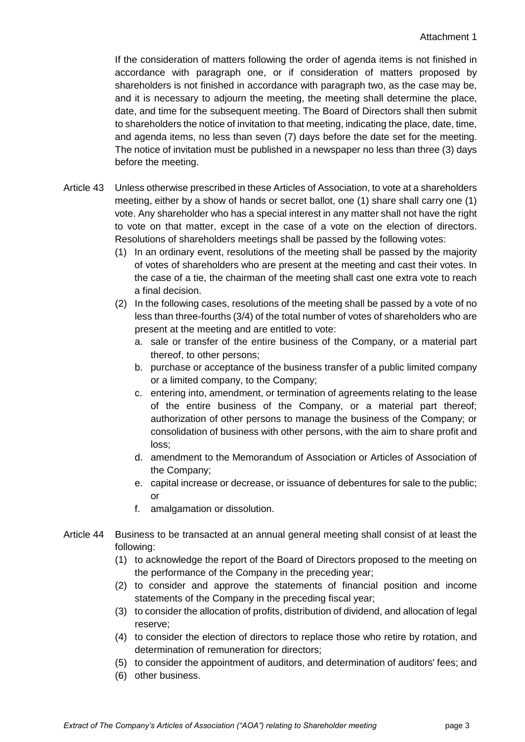If the consideration of matters following the order of agenda items is not finished in accordance with paragraph one, or if consideration of matters proposed by shareholders is not finished in accordance with paragraph two, as the case may be, and it is necessary to adjourn the meeting, the meeting shall determine the place, date, and time for the subsequent meeting. The Board of Directors shall then submit to shareholders the notice of invitation to that meeting, indicating the place, date, time, and agenda items, no less than seven (7) days before the date set for the meeting. The notice of invitation must be published in a newspaper no less than three (3) days before the meeting.

Article 43 Unless otherwise prescribed in these Articles of Association, to vote at a shareholders meeting, either by a show of hands or secret ballot, one (1) share shall carry one (1) vote. Any shareholder who has a special interest in any matter shall not have the right to vote on that matter, except in the case of a vote on the election of directors. Resolutions of shareholders meetings shall be passed by the following votes:

(1) In an ordinary event, resolutions of the meeting shall be passed by the majority of votes of shareholders who are present at the meeting and cast their votes. In the case of a tie, the chairman of the meeting shall cast one extra vote to reach a final decision.

(2) In the following cases, resolutions of the meeting shall be passed by a vote of no less than three-fourths (3/4) of the total number of votes of shareholders who are present at the meeting and are entitled to vote:

   a. sale or transfer of the entire business of the Company, or a material part thereof, to other persons;
   b. purchase or acceptance of the business transfer of a public limited company or a limited company, to the Company;
   c. entering into, amendment, or termination of agreements relating to the lease of the entire business of the Company, or a material part thereof; authorization of other persons to manage the business of the Company; or consolidation of business with other persons, with the aim to share profit and loss;
   d. amendment to the Memorandum of Association or Articles of Association of the Company;
   e. capital increase or decrease, or issuance of debentures for sale to the public; or
   f. amalgamation or dissolution.

Article 44 Business to be transacted at an annual general meeting shall consist of at least the following:

(1) to acknowledge the report of the Board of Directors proposed to the meeting on the performance of the Company in the preceding year;
(2) to consider and approve the statements of financial position and income statements of the Company in the preceding fiscal year;
(3) to consider the allocation of profits, distribution of dividend, and allocation of legal reserve;
(4) to consider the election of directors to replace those who retire by rotation, and determination of remuneration for directors;
(5) to consider the appointment of auditors, and determination of auditors' fees; and
(6) other business.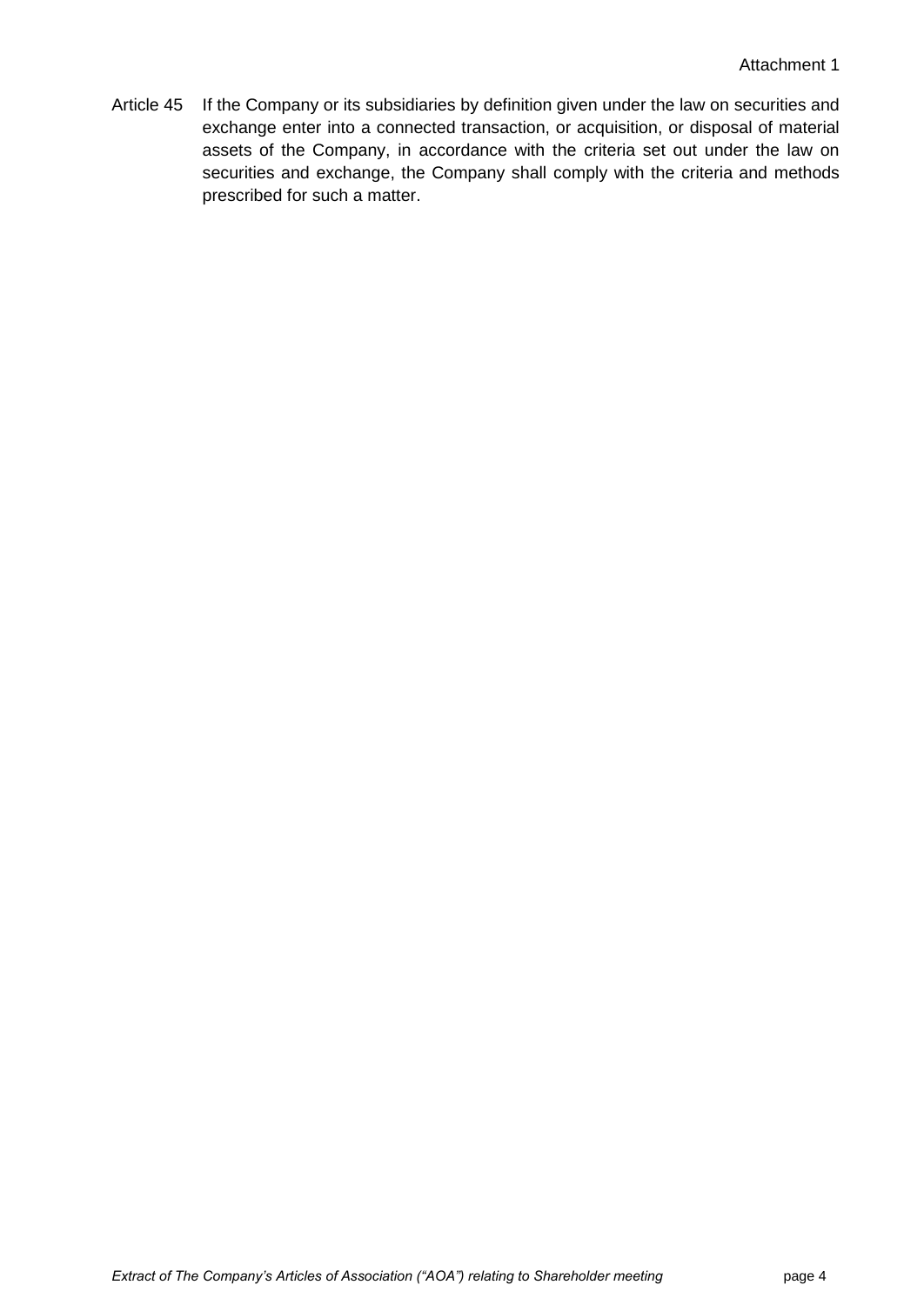Attachment 1

Article 45 If the Company or its subsidiaries by definition given under the law on securities and exchange enter into a connected transaction, or acquisition, or disposal of material assets of the Company, in accordance with the criteria set out under the law on securities and exchange, the Company shall comply with the criteria and methods prescribed for such a matter.